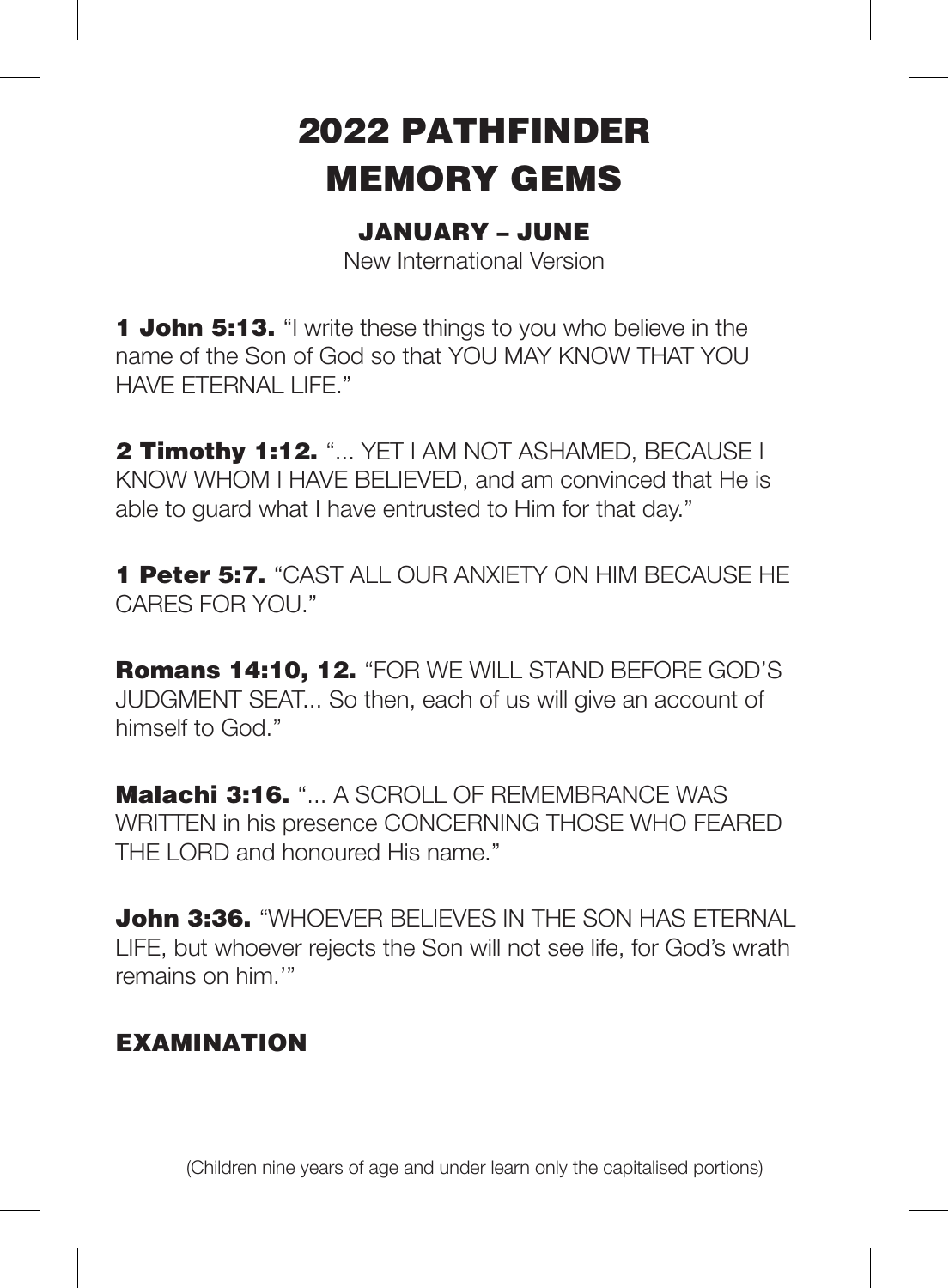# 2022 PATHFINDER MEMORY GEMS

### JANUARY – JUNE

New International Version

**1 John 5:13.** "I write these things to you who believe in the name of the Son of God so that YOU MAY KNOW THAT YOU HAVE ETERNAL LIFE."

**2 Timothy 1:12.** "... YET I AM NOT ASHAMED, BECAUSE I KNOW WHOM I HAVE BELIEVED, and am convinced that He is able to guard what I have entrusted to Him for that day."

**1 Peter 5:7.** "CAST ALL OUR ANXIETY ON HIM BECAUSE HE CARES FOR YOU."

**Romans 14:10, 12.** "FOR WE WILL STAND BEFORE GOD'S JUDGMENT SEAT... So then, each of us will give an account of himself to God."

**Malachi 3:16.** "... A SCROLL OF REMEMBRANCE WAS WRITTEN in his presence CONCERNING THOSE WHO FEARED THE LORD and honoured His name."

**John 3:36.** "WHOEVER BELIEVES IN THE SON HAS ETERNAL LIFE, but whoever rejects the Son will not see life, for God's wrath remains on him.'"

### EXAMINATION

(Children nine years of age and under learn only the capitalised portions)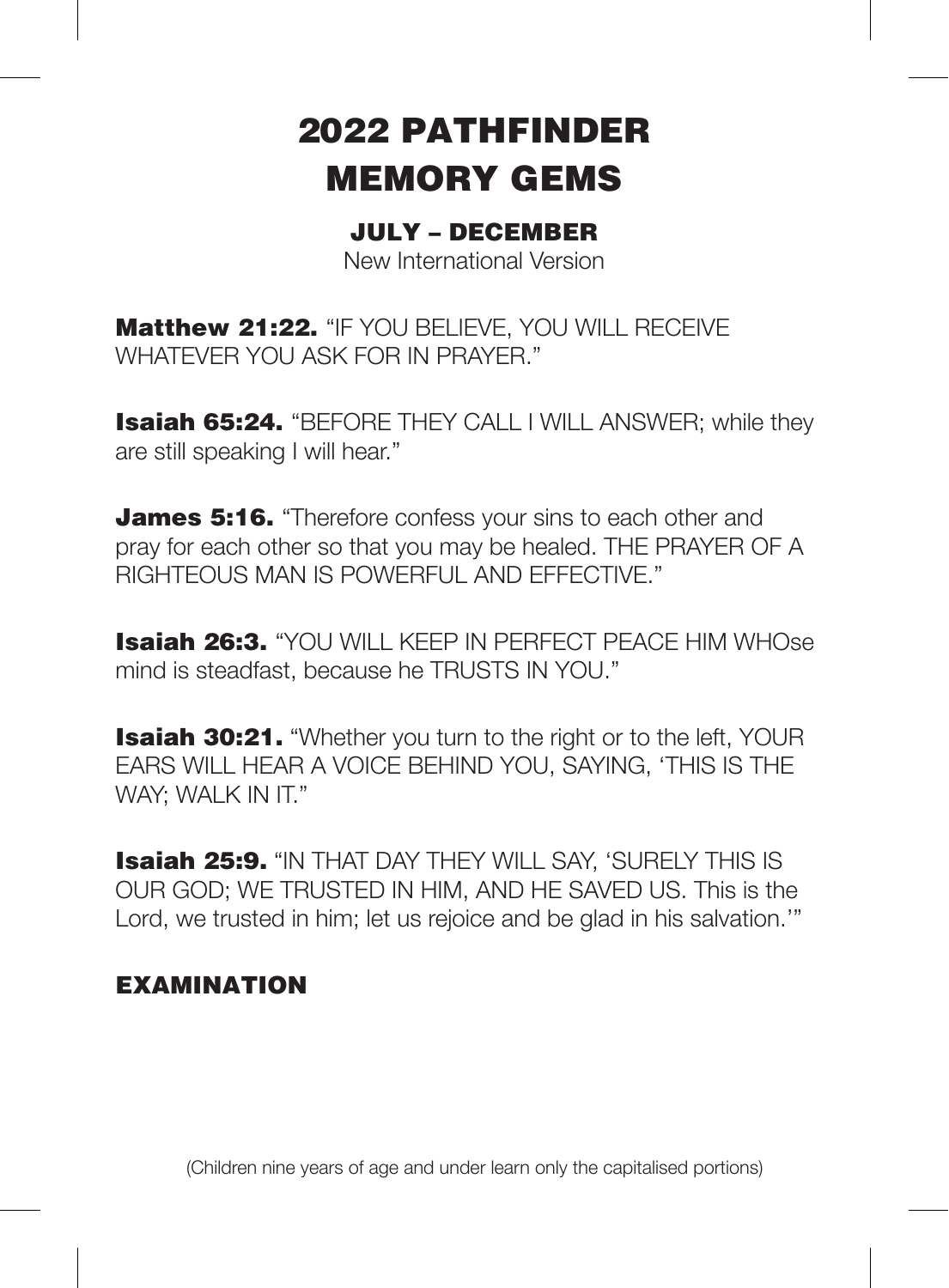# 2022 PATHFINDER MEMORY GEMS

### JULY – DECEMBER

New International Version

**Matthew 21:22.** "IF YOU BELIEVE, YOU WILL RECEIVE WHATEVER YOU ASK FOR IN PRAYER."

**Isaiah 65:24.** "BEFORE THEY CALL I WILL ANSWER; while they are still speaking I will hear."

**James 5:16.** "Therefore confess your sins to each other and pray for each other so that you may be healed. THE PRAYER OF A RIGHTEOUS MAN IS POWERFUL AND EFFECTIVE."

**Isaiah 26:3.** "YOU WILL KEEP IN PERFECT PEACE HIM WHOse mind is steadfast, because he TRUSTS IN YOU."

**Isaiah 30:21.** "Whether you turn to the right or to the left, YOUR EARS WILL HEAR A VOICE BEHIND YOU, SAYING, 'THIS IS THE WAY; WALK IN IT."

**Isaiah 25:9.** "IN THAT DAY THEY WILL SAY, 'SURELY THIS IS OUR GOD; WE TRUSTED IN HIM, AND HE SAVED US. This is the Lord, we trusted in him; let us rejoice and be glad in his salvation.'"

### EXAMINATION

(Children nine years of age and under learn only the capitalised portions)